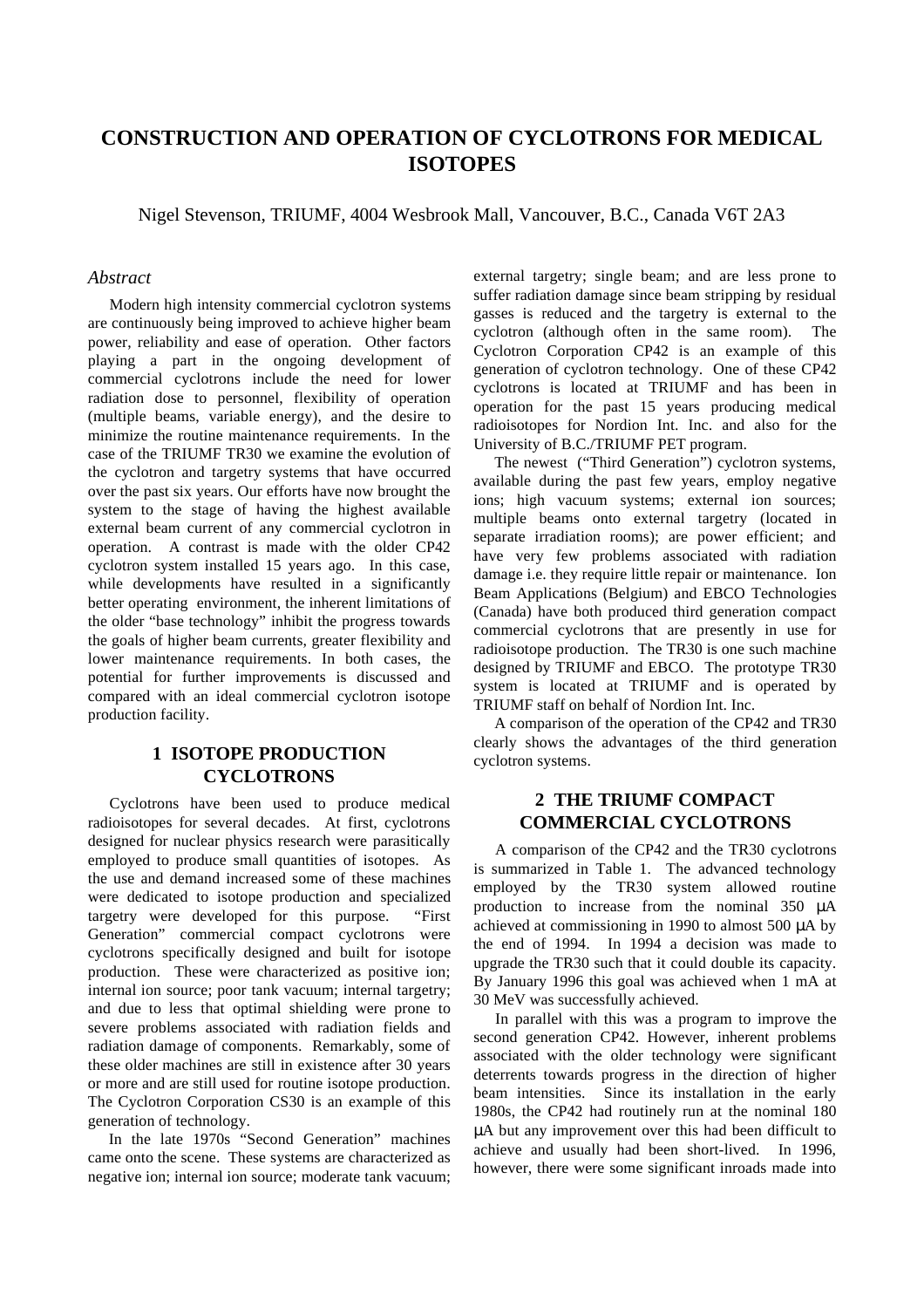# CONSTRUCTION AND OPERATION OF CYCLOTRONS FOR MEDICAL ISOTOPES

Nigel Stevenson, TRIUMF, 4004 Wesbrook Mall, Vancouver, B.C., Canada V6T 2A3

### *Abstract*

Modern high intensity commercial cyclotron systems are continuously being improved to achieve higher beam power, reliability and ease of operation. Other factors playing a part in the ongoing development of commercial cyclotrons include the need for lower radiation dose to personnel, flexibility of operation (multiple beams, variable energy), and the desire to minimize the routine maintenance requirements. In the case of the TRIUMF TR30 we examine the evolution of the cyclotron and targetry systems that have occurred over the past six years. Our efforts have now brought the system to the stage of having the highest available external beam current of any commercial cyclotron in operation. A contrast is made with the older CP42 cyclotron system installed 15 years ago. In this case, while developments have resulted in a significantly better operating environment, the inherent limitations of the older "base technology" inhibit the progress towards the goals of higher beam currents, greater flexibility and lower maintenance requirements. In both cases, the potential for further improvements is discussed and compared with an ideal commercial cyclotron isotope production facility.

## 1 ISOTOPE PRODUCTION CYCLOTRONS

Cyclotrons have been used to produce medical radioisotopes for several decades. At first, cyclotrons designed for nuclear physics research were parasitically employed to produce small quantities of isotopes. As the use and demand increased some of these machines were dedicated to isotope production and specialized targetry were developed for this purpose. "First Generation" commercial compact cyclotrons were cyclotrons specifically designed and built for isotope production. These were characterized as positive ion; internal ion source; poor tank vacuum; internal targetry; and due to less that optimal shielding were prone to severe problems associated with radiation fields and radiation damage of components. Remarkably, some of these older machines are still in existence after 30 years or more and are still used for routine isotope production. The Cyclotron Corporation CS30 is an example of this generation of technology.

In the late 1970s "Second Generation" machines came onto the scene. These systems are characterized as negative ion; internal ion source; moderate tank vacuum; external targetry; single beam; and are less prone to suffer radiation damage since beam stripping by residual gasses is reduced and the targetry is external to the cyclotron (although often in the same room). The Cyclotron Corporation CP42 is an example of this generation of cyclotron technology. One of these CP42 cyclotrons is located at TRIUMF and has been in operation for the past 15 years producing medical radioisotopes for Nordion Int. Inc. and also for the University of B.C./TRIUMF PET program.

The newest ("Third Generation") cyclotron systems, available during the past few years, employ negative ions; high vacuum systems; external ion sources; multiple beams onto external targetry (located in separate irradiation rooms); are power efficient; and have very few problems associated with radiation damage i.e. they require little repair or maintenance. Ion Beam Applications (Belgium) and EBCO Technologies (Canada) have both produced third generation compact commercial cyclotrons that are presently in use for radioisotope production. The TR30 is one such machine designed by TRIUMF and EBCO. The prototype TR30 system is located at TRIUMF and is operated by TRIUMF staff on behalf of Nordion Int. Inc.

A comparison of the operation of the CP42 and TR30 clearly shows the advantages of the third generation cyclotron systems.

## 2 THE TRIUMF COMPACT COMMERCIAL CYCLOTRONS

A comparison of the CP42 and the TR30 cyclotrons is summarized in Table 1. The advanced technology employed by the TR30 system allowed routine production to increase from the nominal 350 μA achieved at commissioning in 1990 to almost 500 μA by the end of 1994. In 1994 a decision was made to upgrade the TR30 such that it could double its capacity. By January 1996 this goal was achieved when 1 mA at 30 MeV was successfully achieved.

In parallel with this was a program to improve the second generation CP42. However, inherent problems associated with the older technology were significant deterrents towards progress in the direction of higher beam intensities. Since its installation in the early 1980s, the CP42 had routinely run at the nominal 180 μA but any improvement over this had been difficult to achieve and usually had been short-lived. In 1996, however, there were some significant inroads made into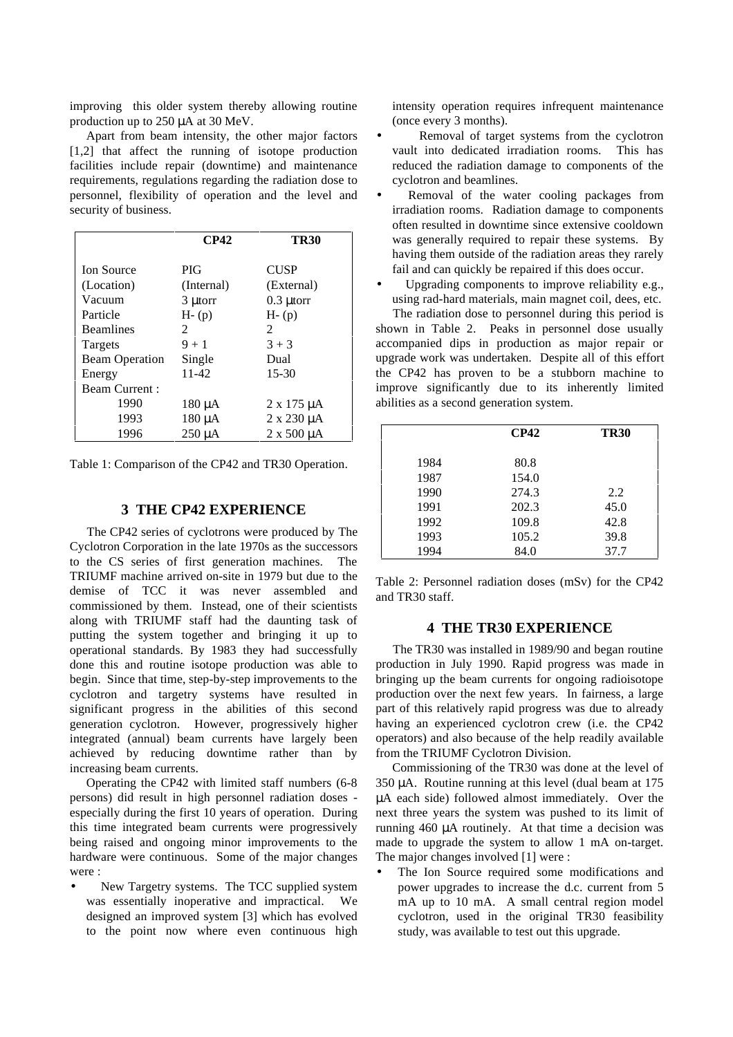improving this older system thereby allowing routine production up to 250 μA at 30 MeV.

Apart from beam intensity, the other major factors [1,2] that affect the running of isotope production facilities include repair (downtime) and maintenance requirements, regulations regarding the radiation dose to personnel, flexibility of operation and the level and security of business.

| | CP42 | TR30 |
|---|---|---|
| Ion Source | PIG | CUSP |
| (Location) | (Internal) | (External) |
| Vacuum | 3 μtorr | 0.3 μtorr |
| Particle | H- (p) | H- (p) |
| Beamlines | 2 | 2 |
| Targets | 9 + 1 | 3 + 3 |
| Beam Operation | Single | Dual |
| Energy | 11-42 | 15-30 |
| Beam Current : | | |
| 1990 | 180 μA | 2 x 175 μA |
| 1993 | 180 μA | 2 x 230 μA |
| 1996 | 250 μA | 2 x 500 μA |

Table 1: Comparison of the CP42 and TR30 Operation.

## 3 THE CP42 EXPERIENCE

The CP42 series of cyclotrons were produced by The Cyclotron Corporation in the late 1970s as the successors to the CS series of first generation machines. The TRIUMF machine arrived on-site in 1979 but due to the demise of TCC it was never assembled and commissioned by them. Instead, one of their scientists along with TRIUMF staff had the daunting task of putting the system together and bringing it up to operational standards. By 1983 they had successfully done this and routine isotope production was able to begin. Since that time, step-by-step improvements to the cyclotron and targetry systems have resulted in significant progress in the abilities of this second generation cyclotron. However, progressively higher integrated (annual) beam currents have largely been achieved by reducing downtime rather than by increasing beam currents.

Operating the CP42 with limited staff numbers (6-8 persons) did result in high personnel radiation doses - especially during the first 10 years of operation. During this time integrated beam currents were progressively being raised and ongoing minor improvements to the hardware were continuous. Some of the major changes were :

- New Targetry systems. The TCC supplied system was essentially inoperative and impractical. We designed an improved system [3] which has evolved to the point now where even continuous high intensity operation requires infrequent maintenance (once every 3 months).
- Removal of target systems from the cyclotron vault into dedicated irradiation rooms. This has reduced the radiation damage to components of the cyclotron and beamlines.
- Removal of the water cooling packages from irradiation rooms. Radiation damage to components often resulted in downtime since extensive cooldown was generally required to repair these systems. By having them outside of the radiation areas they rarely fail and can quickly be repaired if this does occur.
- Upgrading components to improve reliability e.g., using rad-hard materials, main magnet coil, dees, etc.

The radiation dose to personnel during this period is shown in Table 2. Peaks in personnel dose usually accompanied dips in production as major repair or upgrade work was undertaken. Despite all of this effort the CP42 has proven to be a stubborn machine to improve significantly due to its inherently limited abilities as a second generation system.

| | CP42 | TR30 |
|---|---|---|
| 1984 | 80.8 | |
| 1987 | 154.0 | |
| 1990 | 274.3 | 2.2 |
| 1991 | 202.3 | 45.0 |
| 1992 | 109.8 | 42.8 |
| 1993 | 105.2 | 39.8 |
| 1994 | 84.0 | 37.7 |

Table 2: Personnel radiation doses (mSv) for the CP42 and TR30 staff.

## 4 THE TR30 EXPERIENCE

The TR30 was installed in 1989/90 and began routine production in July 1990. Rapid progress was made in bringing up the beam currents for ongoing radioisotope production over the next few years. In fairness, a large part of this relatively rapid progress was due to already having an experienced cyclotron crew (i.e. the CP42 operators) and also because of the help readily available from the TRIUMF Cyclotron Division.

Commissioning of the TR30 was done at the level of 350 μA. Routine running at this level (dual beam at 175 μA each side) followed almost immediately. Over the next three years the system was pushed to its limit of running 460 μA routinely. At that time a decision was made to upgrade the system to allow 1 mA on-target. The major changes involved [1] were :

- The Ion Source required some modifications and power upgrades to increase the d.c. current from 5 mA up to 10 mA. A small central region model cyclotron, used in the original TR30 feasibility study, was available to test out this upgrade.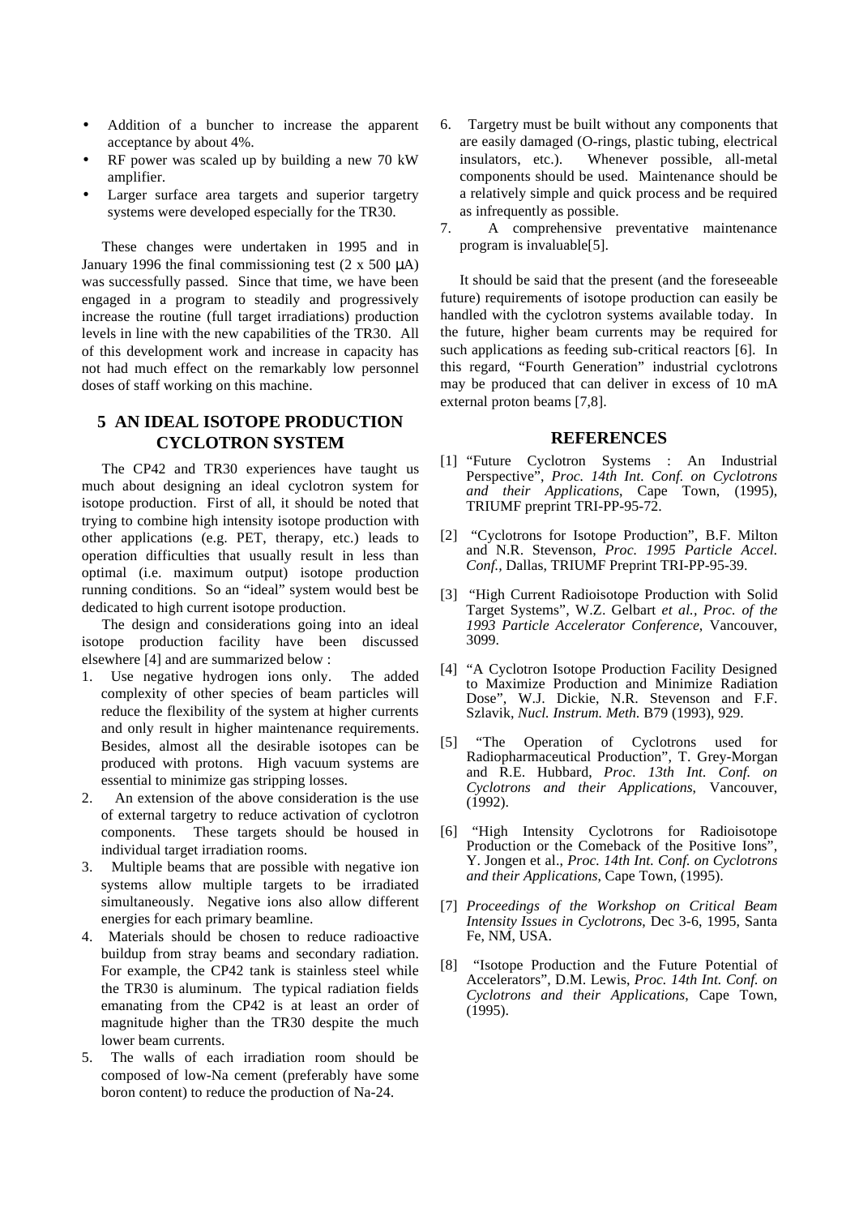- Addition of a buncher to increase the apparent acceptance by about 4%.
- RF power was scaled up by building a new 70 kW amplifier.
- Larger surface area targets and superior targetry systems were developed especially for the TR30.

These changes were undertaken in 1995 and in January 1996 the final commissioning test (2 x 500 μA) was successfully passed. Since that time, we have been engaged in a program to steadily and progressively increase the routine (full target irradiations) production levels in line with the new capabilities of the TR30. All of this development work and increase in capacity has not had much effect on the remarkably low personnel doses of staff working on this machine.

## 5 AN IDEAL ISOTOPE PRODUCTION CYCLOTRON SYSTEM

The CP42 and TR30 experiences have taught us much about designing an ideal cyclotron system for isotope production. First of all, it should be noted that trying to combine high intensity isotope production with other applications (e.g. PET, therapy, etc.) leads to operation difficulties that usually result in less than optimal (i.e. maximum output) isotope production running conditions. So an "ideal" system would best be dedicated to high current isotope production.

The design and considerations going into an ideal isotope production facility have been discussed elsewhere [4] and are summarized below :

1. Use negative hydrogen ions only. The added complexity of other species of beam particles will reduce the flexibility of the system at higher currents and only result in higher maintenance requirements. Besides, almost all the desirable isotopes can be produced with protons. High vacuum systems are essential to minimize gas stripping losses.
2. An extension of the above consideration is the use of external targetry to reduce activation of cyclotron components. These targets should be housed in individual target irradiation rooms.
3. Multiple beams that are possible with negative ion systems allow multiple targets to be irradiated simultaneously. Negative ions also allow different energies for each primary beamline.
4. Materials should be chosen to reduce radioactive buildup from stray beams and secondary radiation. For example, the CP42 tank is stainless steel while the TR30 is aluminum. The typical radiation fields emanating from the CP42 is at least an order of magnitude higher than the TR30 despite the much lower beam currents.
5. The walls of each irradiation room should be composed of low-Na cement (preferably have some boron content) to reduce the production of Na-24.
6. Targetry must be built without any components that are easily damaged (O-rings, plastic tubing, electrical insulators, etc.). Whenever possible, all-metal components should be used. Maintenance should be a relatively simple and quick process and be required as infrequently as possible.
7. A comprehensive preventative maintenance program is invaluable[5].

It should be said that the present (and the foreseeable future) requirements of isotope production can easily be handled with the cyclotron systems available today. In the future, higher beam currents may be required for such applications as feeding sub-critical reactors [6]. In this regard, "Fourth Generation" industrial cyclotrons may be produced that can deliver in excess of 10 mA external proton beams [7,8].

## REFERENCES

[1] "Future Cyclotron Systems : An Industrial Perspective", *Proc. 14th Int. Conf. on Cyclotrons and their Applications*, Cape Town, (1995), TRIUMF preprint TRI-PP-95-72.

[2] "Cyclotrons for Isotope Production", B.F. Milton and N.R. Stevenson, *Proc. 1995 Particle Accel. Conf.*, Dallas, TRIUMF Preprint TRI-PP-95-39.

[3] "High Current Radioisotope Production with Solid Target Systems", W.Z. Gelbart *et al., Proc. of the 1993 Particle Accelerator Conference*, Vancouver, 3099.

[4] "A Cyclotron Isotope Production Facility Designed to Maximize Production and Minimize Radiation Dose", W.J. Dickie, N.R. Stevenson and F.F. Szlavik, *Nucl. Instrum. Meth.* B79 (1993), 929.

[5] "The Operation of Cyclotrons used for Radiopharmaceutical Production", T. Grey-Morgan and R.E. Hubbard, *Proc. 13th Int. Conf. on Cyclotrons and their Applications*, Vancouver, (1992).

[6] "High Intensity Cyclotrons for Radioisotope Production or the Comeback of the Positive Ions", Y. Jongen et al., *Proc. 14th Int. Conf. on Cyclotrons and their Applications*, Cape Town, (1995).

[7] *Proceedings of the Workshop on Critical Beam Intensity Issues in Cyclotrons*, Dec 3-6, 1995, Santa Fe, NM, USA.

[8] "Isotope Production and the Future Potential of Accelerators", D.M. Lewis, *Proc. 14th Int. Conf. on Cyclotrons and their Applications*, Cape Town, (1995).